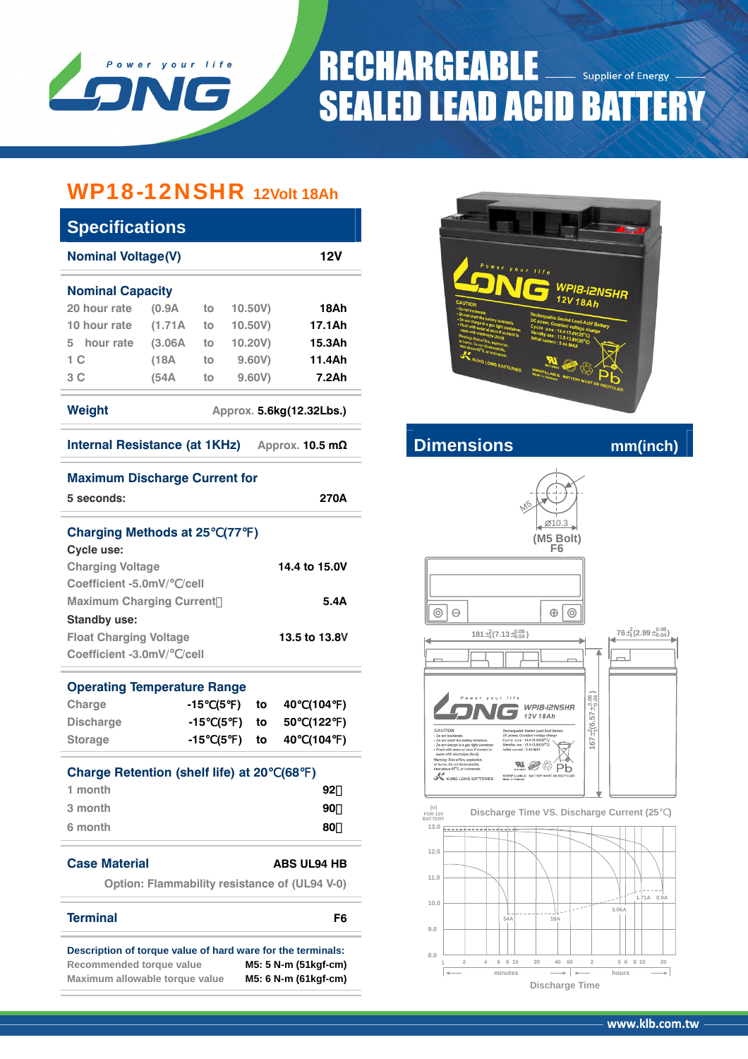# RECHARGEABLE SEALED LEAD ACID BATTERY

Supplier of Energy

## WP18-12NSHR 12Volt 18Ah

### Specifications

| Nominal Voltage(V) | 12V |
|---|---|

**Nominal Capacity**

| | | | | |
|---|---|---|---|---|
| 20 hour rate | (0.9A | to | 10.50V) | 18Ah |
| 10 hour rate | (1.71A | to | 10.50V) | 17.1Ah |
| 5 hour rate | (3.06A | to | 10.20V) | 15.3Ah |
| 1 C | (18A | to | 9.60V) | 11.4Ah |
| 3 C | (54A | to | 9.60V) | 7.2Ah |

**Weight** Approx. 5.6kg(12.32Lbs.)

**Internal Resistance (at 1KHz)** Approx. 10.5 mΩ

**Maximum Discharge Current for**

5 seconds: 270A

**Charging Methods at 25℃(77℉)**

Cycle use:

| | |
|---|---|
| Charging Voltage | 14.4 to 15.0V |
| Coefficient -5.0mV/℃/cell | |
| Maximum Charging Current | 5.4A |

Standby use:

| | |
|---|---|
| Float Charging Voltage | 13.5 to 13.8V |
| Coefficient -3.0mV/℃/cell | |

**Operating Temperature Range**

| | | | |
|---|---|---|---|
| Charge | -15℃(5℉) | to | 40℃(104℉) |
| Discharge | -15℃(5℉) | to | 50℃(122℉) |
| Storage | -15℃(5℉) | to | 40℃(104℉) |

**Charge Retention (shelf life) at 20℃(68℉)**

| | |
|---|---|
| 1 month | 92% |
| 3 month | 90% |
| 6 month | 80% |

**Case Material** ABS UL94 HB

Option: Flammability resistance of (UL94 V-0)

**Terminal** F6

**Description of torque value of hard ware for the terminals:**

| | |
|---|---|
| Recommended torque value | M5: 5 N-m (51kgf-cm) |
| Maximum allowable torque value | M5: 6 N-m (61kgf-cm) |

### Dimensions mm(inch)

M5, Ø10.3 (M5 Bolt) F6

181 $^{+2}_{-1}$ (7.13 $^{+0.08}_{-0.04}$)

76 $^{+2}_{-1}$ (2.99 $^{+0.08}_{-0.04}$)

167 $^{+2}_{-1}$ (6.57 $^{+0.08}_{-0.04}$)

**Discharge Time VS. Discharge Current (25℃)**

(V) FOR 12V BATTERY; curves: 54A, 18A, 3.06A, 1.71A, 0.9A; x-axis: minutes (1, 2, 4, 6, 8, 10, 20, 40, 60), hours (2, 5, 6, 8, 10, 20); y-axis: 8.0–13.0

Discharge Time

www.klb.com.tw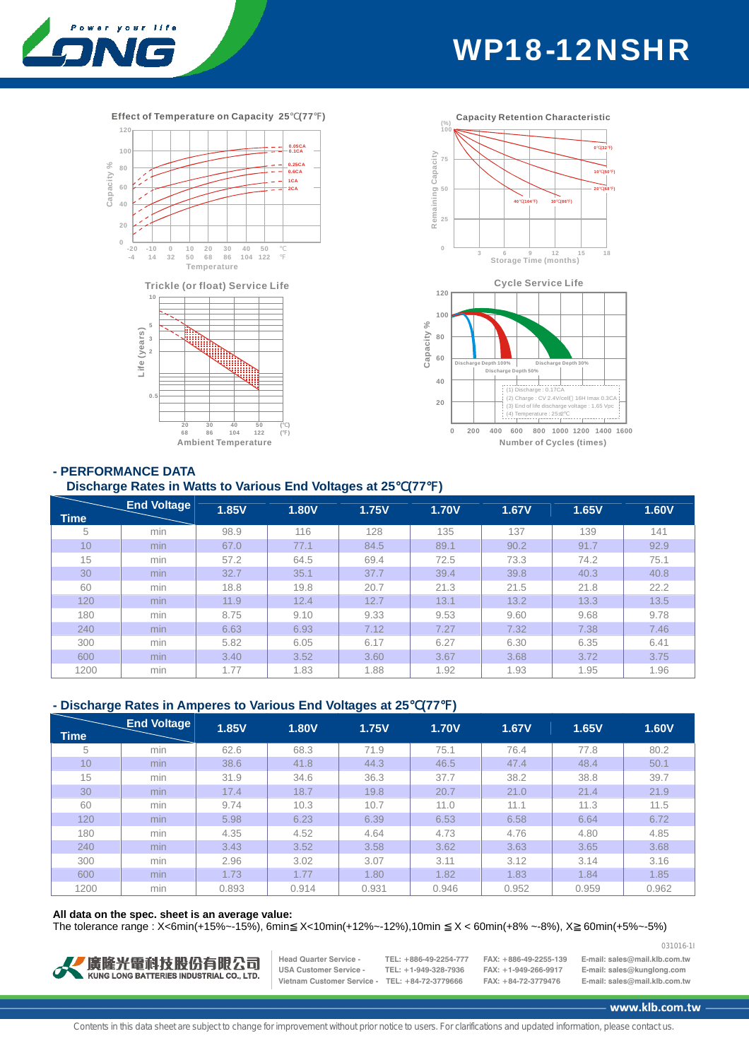# WP18-12NSHR

Effect of Temperature on Capacity 25℃(77℉)

Capacity %

120 100 80 60 40 20 0

0.05CA 0.1CA 0.25CA 0.6CA 1CA 2CA

-20 -10 0 10 20 30 40 50 ℃
-4 14 32 50 68 86 104 122 ℉

Temperature

Capacity Retention Characteristic

(%) 100 75 50 25 0

Remaining Capacity

0℃(32℉) 10℃(50℉) 20℃(68℉) 40℃(104℉) 30℃(86℉)

3 6 9 12 15 18

Storage Time (months)

Trickle (or float) Service Life

Life (years)

10 5 3 2 0.5

20 30 40 50 (℃)
68 86 104 122 (℉)

Ambient Temperature

Cycle Service Life

Capacity %

120 100 80 60 40 20

Discharge Depth 100% Discharge Depth 50% Discharge Depth 30%

(1) Discharge : 0.17CA
(2) Charge : CV 2.4V/cell， 16H Imax 0.3CA
(3) End of life discharge voltage : 1.65 Vpc
(4) Temperature : 25±2℃

0 200 400 600 800 1000 1200 1400 1600

Number of Cycles (times)

## - PERFORMANCE DATA

### Discharge Rates in Watts to Various End Voltages at 25℃(77℉)

| Time | End Voltage | 1.85V | 1.80V | 1.75V | 1.70V | 1.67V | 1.65V | 1.60V |
|---|---|---|---|---|---|---|---|---|
| 5 | min | 98.9 | 116 | 128 | 135 | 137 | 139 | 141 |
| 10 | min | 67.0 | 77.1 | 84.5 | 89.1 | 90.2 | 91.7 | 92.9 |
| 15 | min | 57.2 | 64.5 | 69.4 | 72.5 | 73.3 | 74.2 | 75.1 |
| 30 | min | 32.7 | 35.1 | 37.7 | 39.4 | 39.8 | 40.3 | 40.8 |
| 60 | min | 18.8 | 19.8 | 20.7 | 21.3 | 21.5 | 21.8 | 22.2 |
| 120 | min | 11.9 | 12.4 | 12.7 | 13.1 | 13.2 | 13.3 | 13.5 |
| 180 | min | 8.75 | 9.10 | 9.33 | 9.53 | 9.60 | 9.68 | 9.78 |
| 240 | min | 6.63 | 6.93 | 7.12 | 7.27 | 7.32 | 7.38 | 7.46 |
| 300 | min | 5.82 | 6.05 | 6.17 | 6.27 | 6.30 | 6.35 | 6.41 |
| 600 | min | 3.40 | 3.52 | 3.60 | 3.67 | 3.68 | 3.72 | 3.75 |
| 1200 | min | 1.77 | 1.83 | 1.88 | 1.92 | 1.93 | 1.95 | 1.96 |

### - Discharge Rates in Amperes to Various End Voltages at 25℃(77℉)

| Time | End Voltage | 1.85V | 1.80V | 1.75V | 1.70V | 1.67V | 1.65V | 1.60V |
|---|---|---|---|---|---|---|---|---|
| 5 | min | 62.6 | 68.3 | 71.9 | 75.1 | 76.4 | 77.8 | 80.2 |
| 10 | min | 38.6 | 41.8 | 44.3 | 46.5 | 47.4 | 48.4 | 50.1 |
| 15 | min | 31.9 | 34.6 | 36.3 | 37.7 | 38.2 | 38.8 | 39.7 |
| 30 | min | 17.4 | 18.7 | 19.8 | 20.7 | 21.0 | 21.4 | 21.9 |
| 60 | min | 9.74 | 10.3 | 10.7 | 11.0 | 11.1 | 11.3 | 11.5 |
| 120 | min | 5.98 | 6.23 | 6.39 | 6.53 | 6.58 | 6.64 | 6.72 |
| 180 | min | 4.35 | 4.52 | 4.64 | 4.73 | 4.76 | 4.80 | 4.85 |
| 240 | min | 3.43 | 3.52 | 3.58 | 3.62 | 3.63 | 3.65 | 3.68 |
| 300 | min | 2.96 | 3.02 | 3.07 | 3.11 | 3.12 | 3.14 | 3.16 |
| 600 | min | 1.73 | 1.77 | 1.80 | 1.82 | 1.83 | 1.84 | 1.85 |
| 1200 | min | 0.893 | 0.914 | 0.931 | 0.946 | 0.952 | 0.959 | 0.962 |

**All data on the spec. sheet is an average value:**
The tolerance range : X<6min(+15%~-15%), 6min≦X<10min(+12%~-12%),10min ≦X < 60min(+8% ~-8%), X≧60min(+5%~-5%)

031016-1I

廣隆光電科技股份有限公司
KUNG LONG BATTERIES INDUSTRIAL CO., LTD.

Head Quarter Service - TEL: +886-49-2254-777 FAX: +886-49-2255-139 E-mail: sales@mail.klb.com.tw
USA Customer Service - TEL: +1-949-328-7936 FAX: +1-949-266-9917 E-mail: sales@kunglong.com
Vietnam Customer Service - TEL: +84-72-3779666 FAX: +84-72-3779476 E-mail: sales@mail.klb.com.tw

www.klb.com.tw

Contents in this data sheet are subject to change for improvement without prior notice to users. For clarifications and updated information, please contact us.